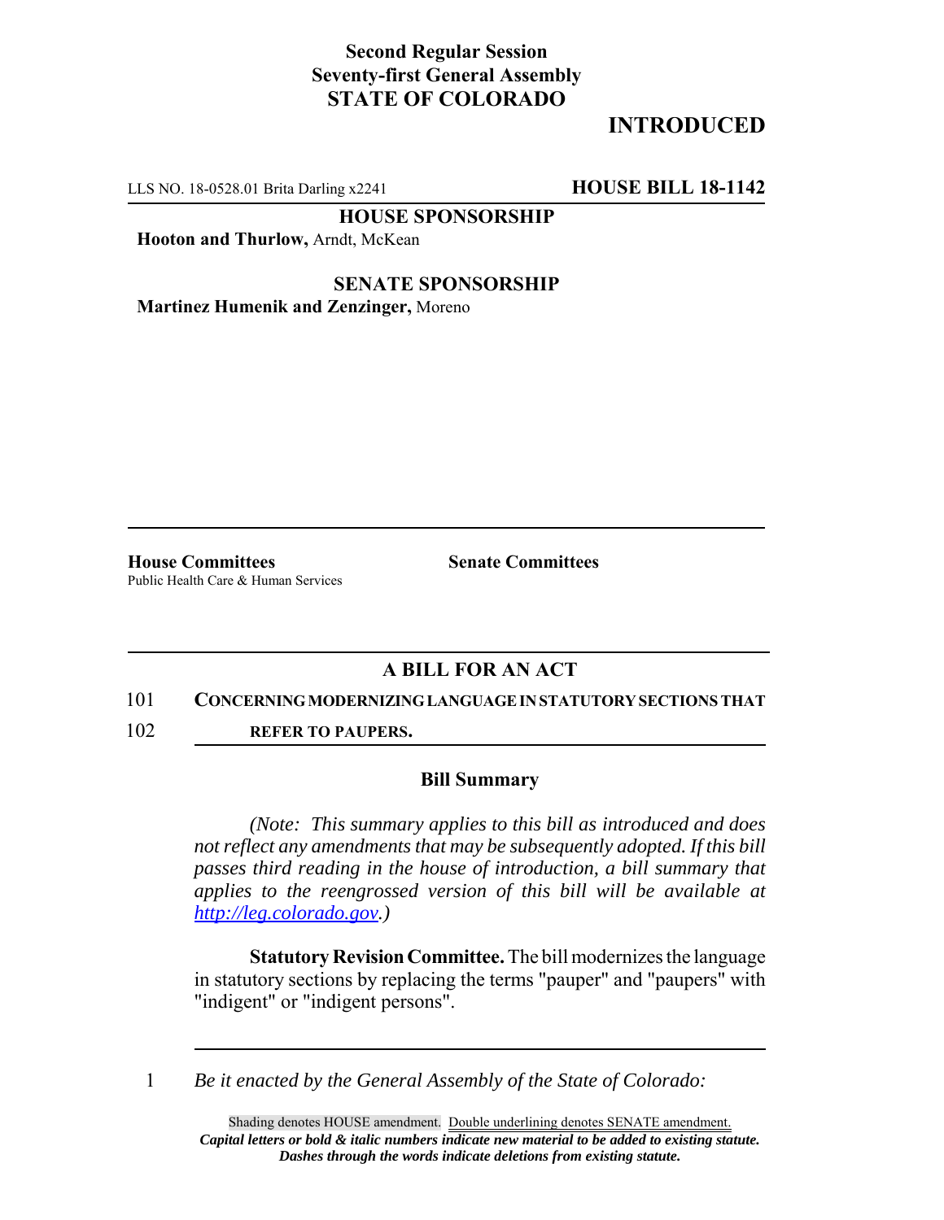**Second Regular Session**
**Seventy-first General Assembly**
**STATE OF COLORADO**

# INTRODUCED

LLS NO. 18-0528.01 Brita Darling x2241 **HOUSE BILL 18-1142**

**HOUSE SPONSORSHIP**

**Hooton and Thurlow,** Arndt, McKean

**SENATE SPONSORSHIP**

**Martinez Humenik and Zenzinger,** Moreno

**House Committees**
Public Health Care & Human Services

**Senate Committees**

## A BILL FOR AN ACT

101 **CONCERNING MODERNIZING LANGUAGE IN STATUTORY SECTIONS THAT**
102 **REFER TO PAUPERS.**

### Bill Summary

*(Note: This summary applies to this bill as introduced and does not reflect any amendments that may be subsequently adopted. If this bill passes third reading in the house of introduction, a bill summary that applies to the reengrossed version of this bill will be available at http://leg.colorado.gov.)*

**Statutory Revision Committee.** The bill modernizes the language in statutory sections by replacing the terms "pauper" and "paupers" with "indigent" or "indigent persons".

1 *Be it enacted by the General Assembly of the State of Colorado:*

Shading denotes HOUSE amendment. Double underlining denotes SENATE amendment.
***Capital letters or bold & italic numbers indicate new material to be added to existing statute.***
***Dashes through the words indicate deletions from existing statute.***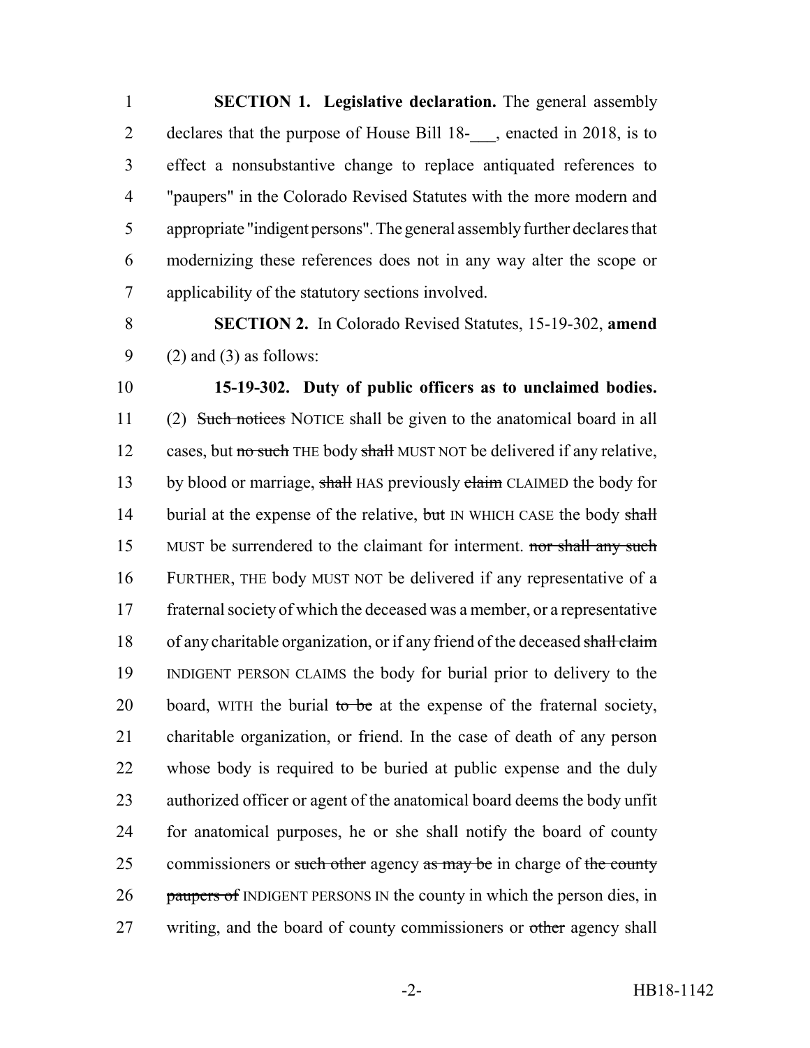**SECTION 1. Legislative declaration.** The general assembly declares that the purpose of House Bill 18-___, enacted in 2018, is to effect a nonsubstantive change to replace antiquated references to "paupers" in the Colorado Revised Statutes with the more modern and appropriate "indigent persons". The general assembly further declares that modernizing these references does not in any way alter the scope or applicability of the statutory sections involved.

**SECTION 2.** In Colorado Revised Statutes, 15-19-302, **amend** (2) and (3) as follows:

**15-19-302. Duty of public officers as to unclaimed bodies.** (2) ~~Such notices~~ NOTICE shall be given to the anatomical board in all cases, but ~~no such~~ THE body ~~shall~~ MUST NOT be delivered if any relative, by blood or marriage, ~~shall~~ HAS previously ~~claim~~ CLAIMED the body for burial at the expense of the relative, ~~but~~ IN WHICH CASE the body ~~shall~~ MUST be surrendered to the claimant for interment. ~~nor shall any such~~ FURTHER, THE body MUST NOT be delivered if any representative of a fraternal society of which the deceased was a member, or a representative of any charitable organization, or if any friend of the deceased ~~shall claim~~ INDIGENT PERSON CLAIMS the body for burial prior to delivery to the board, WITH the burial ~~to be~~ at the expense of the fraternal society, charitable organization, or friend. In the case of death of any person whose body is required to be buried at public expense and the duly authorized officer or agent of the anatomical board deems the body unfit for anatomical purposes, he or she shall notify the board of county commissioners or ~~such other~~ agency ~~as may be~~ in charge of ~~the county paupers of~~ INDIGENT PERSONS IN the county in which the person dies, in writing, and the board of county commissioners or ~~other~~ agency shall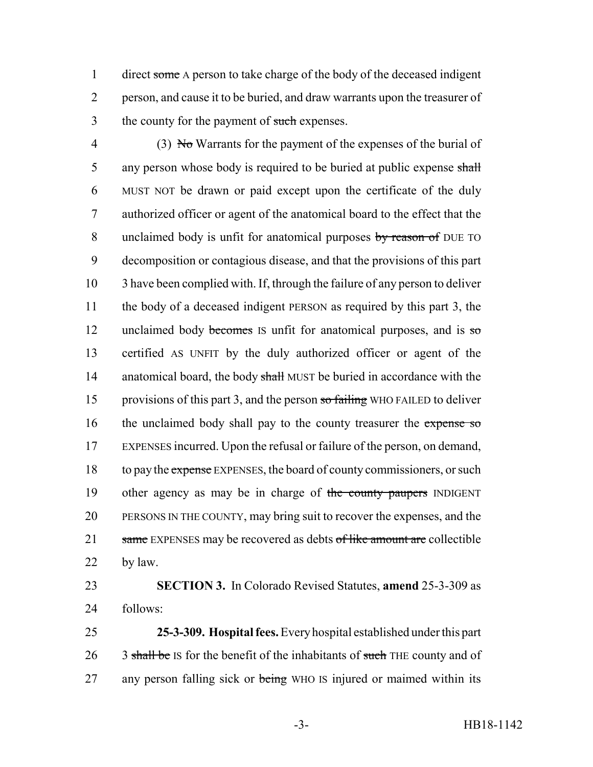direct ~~some~~ A person to take charge of the body of the deceased indigent person, and cause it to be buried, and draw warrants upon the treasurer of the county for the payment of ~~such~~ expenses.

(3) ~~No~~ Warrants for the payment of the expenses of the burial of any person whose body is required to be buried at public expense ~~shall~~ MUST NOT be drawn or paid except upon the certificate of the duly authorized officer or agent of the anatomical board to the effect that the unclaimed body is unfit for anatomical purposes ~~by reason of~~ DUE TO decomposition or contagious disease, and that the provisions of this part 3 have been complied with. If, through the failure of any person to deliver the body of a deceased indigent PERSON as required by this part 3, the unclaimed body ~~becomes~~ IS unfit for anatomical purposes, and is ~~so~~ certified AS UNFIT by the duly authorized officer or agent of the anatomical board, the body ~~shall~~ MUST be buried in accordance with the provisions of this part 3, and the person ~~so failing~~ WHO FAILED to deliver the unclaimed body shall pay to the county treasurer the ~~expense so~~ EXPENSES incurred. Upon the refusal or failure of the person, on demand, to pay the ~~expense~~ EXPENSES, the board of county commissioners, or such other agency as may be in charge of ~~the county paupers~~ INDIGENT PERSONS IN THE COUNTY, may bring suit to recover the expenses, and the ~~same~~ EXPENSES may be recovered as debts ~~of like amount are~~ collectible by law.

**SECTION 3.** In Colorado Revised Statutes, **amend** 25-3-309 as follows:

**25-3-309. Hospital fees.** Every hospital established under this part 3 ~~shall be~~ IS for the benefit of the inhabitants of ~~such~~ THE county and of any person falling sick or ~~being~~ WHO IS injured or maimed within its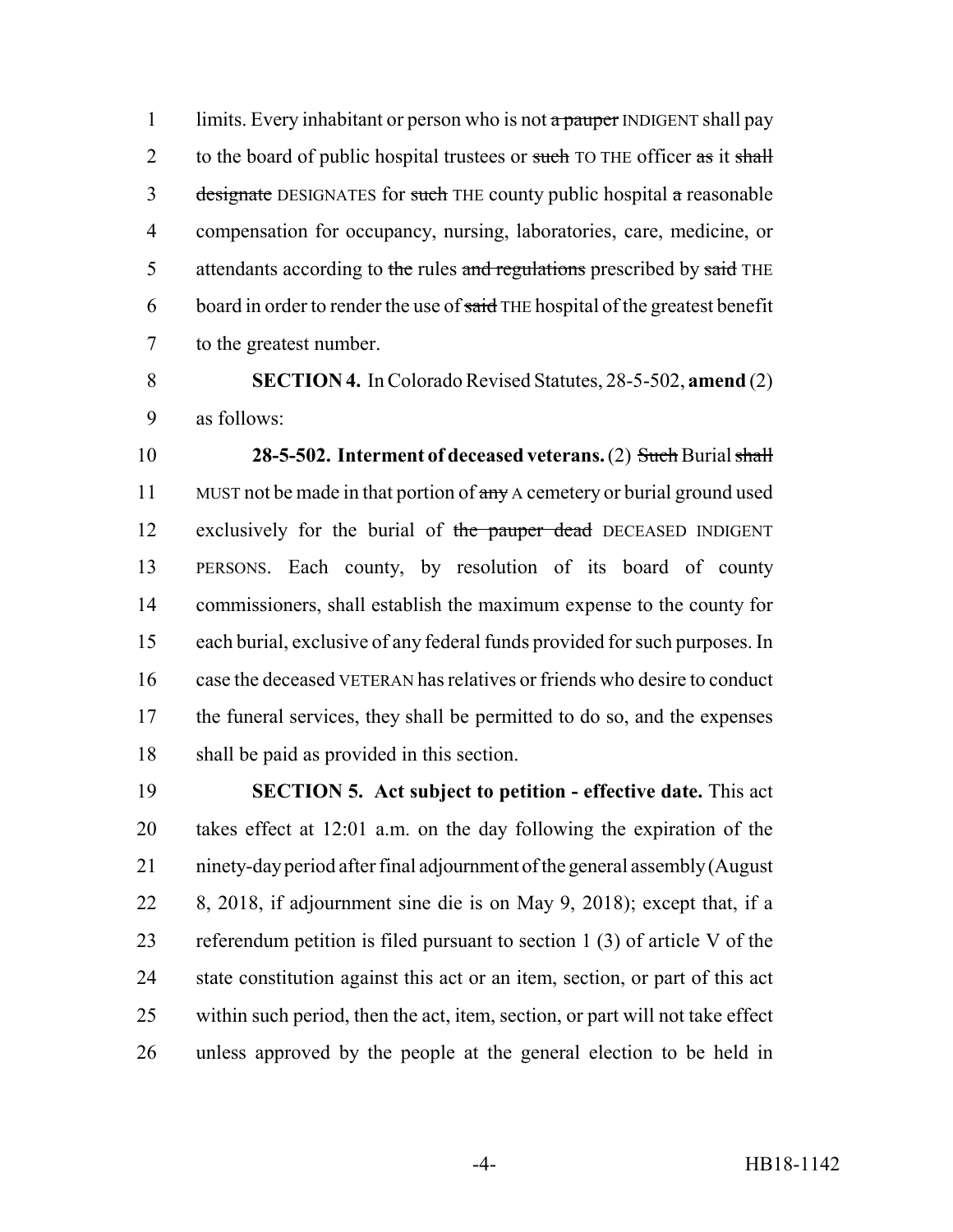1 limits. Every inhabitant or person who is not ~~a pauper~~ INDIGENT shall pay
2 to the board of public hospital trustees or ~~such~~ TO THE officer ~~as~~ it ~~shall~~
3 ~~designate~~ DESIGNATES for ~~such~~ THE county public hospital ~~a~~ reasonable
4 compensation for occupancy, nursing, laboratories, care, medicine, or
5 attendants according to ~~the~~ rules ~~and regulations~~ prescribed by ~~said~~ THE
6 board in order to render the use of ~~said~~ THE hospital of the greatest benefit
7 to the greatest number.

8 **SECTION 4.** In Colorado Revised Statutes, 28-5-502, **amend** (2)
9 as follows:

10 **28-5-502. Interment of deceased veterans.** (2) ~~Such~~ Burial ~~shall~~
11 MUST not be made in that portion of ~~any~~ A cemetery or burial ground used
12 exclusively for the burial of ~~the pauper dead~~ DECEASED INDIGENT
13 PERSONS. Each county, by resolution of its board of county
14 commissioners, shall establish the maximum expense to the county for
15 each burial, exclusive of any federal funds provided for such purposes. In
16 case the deceased VETERAN has relatives or friends who desire to conduct
17 the funeral services, they shall be permitted to do so, and the expenses
18 shall be paid as provided in this section.

19 **SECTION 5. Act subject to petition - effective date.** This act
20 takes effect at 12:01 a.m. on the day following the expiration of the
21 ninety-day period after final adjournment of the general assembly (August
22 8, 2018, if adjournment sine die is on May 9, 2018); except that, if a
23 referendum petition is filed pursuant to section 1 (3) of article V of the
24 state constitution against this act or an item, section, or part of this act
25 within such period, then the act, item, section, or part will not take effect
26 unless approved by the people at the general election to be held in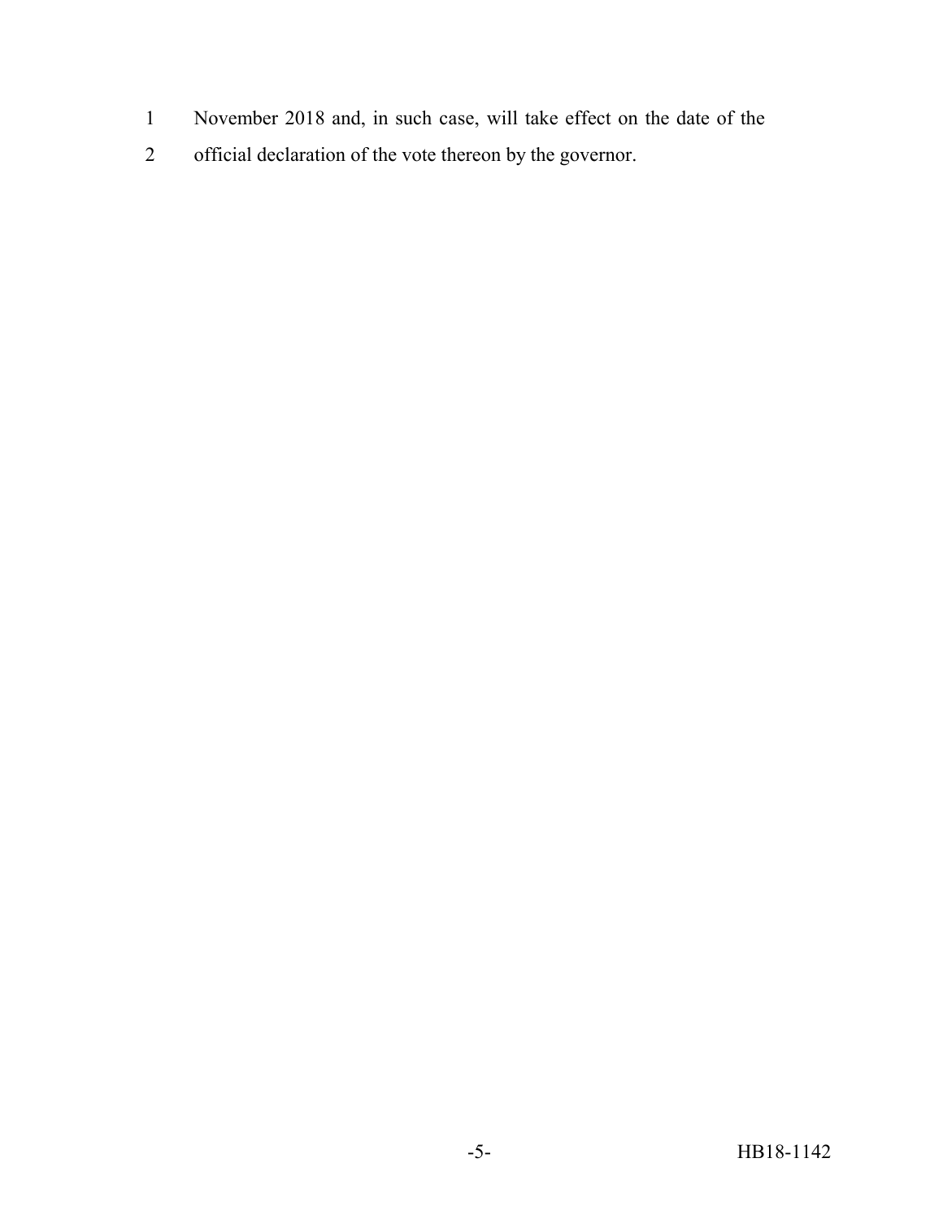November 2018 and, in such case, will take effect on the date of the official declaration of the vote thereon by the governor.